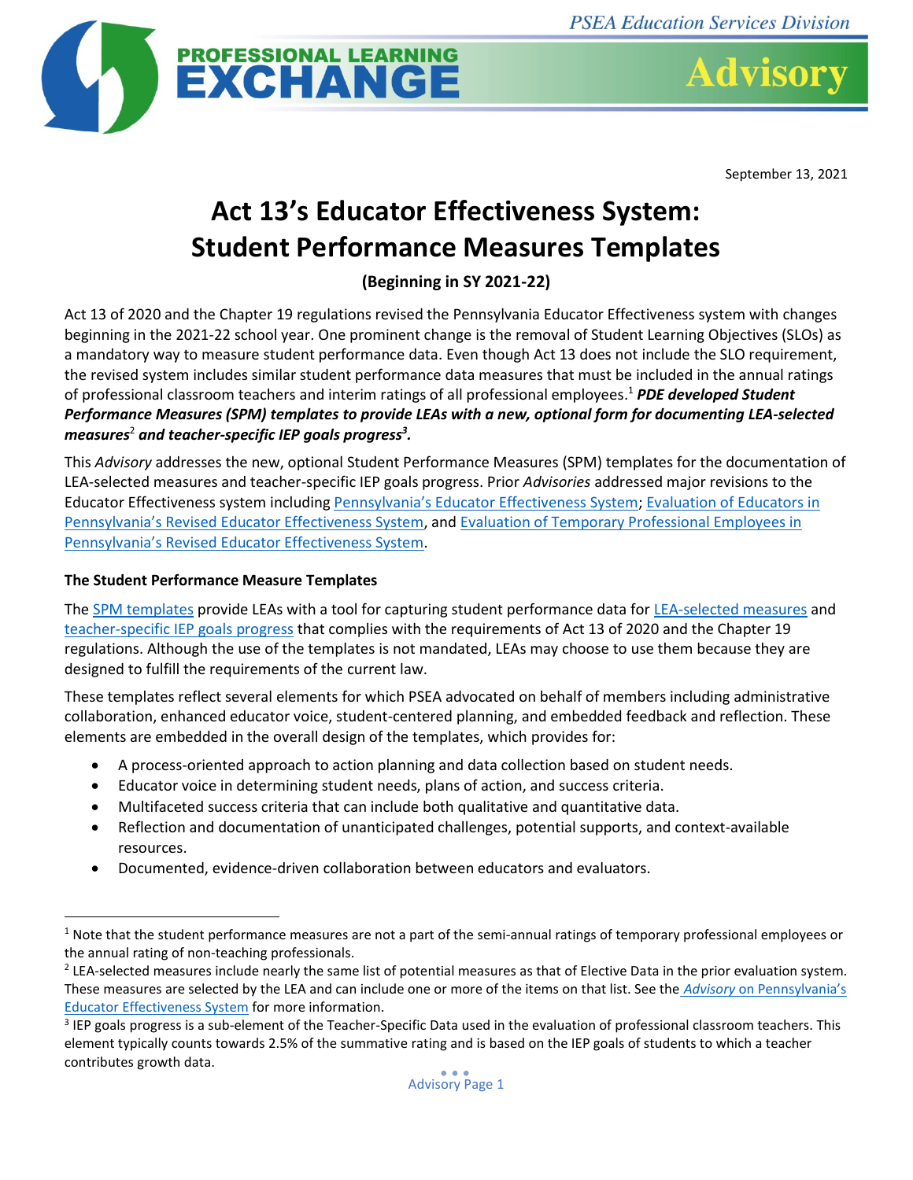PSEA Education Services Division

PROFESSIONAL LEARNING EXCHANGE — Advisory

September 13, 2021

# Act 13's Educator Effectiveness System: Student Performance Measures Templates

**(Beginning in SY 2021-22)**

Act 13 of 2020 and the Chapter 19 regulations revised the Pennsylvania Educator Effectiveness system with changes beginning in the 2021-22 school year. One prominent change is the removal of Student Learning Objectives (SLOs) as a mandatory way to measure student performance data. Even though Act 13 does not include the SLO requirement, the revised system includes similar student performance data measures that must be included in the annual ratings of professional classroom teachers and interim ratings of all professional employees.[1] ***PDE developed Student Performance Measures (SPM) templates to provide LEAs with a new, optional form for documenting LEA-selected measures[2] and teacher-specific IEP goals progress[3].***

This *Advisory* addresses the new, optional Student Performance Measures (SPM) templates for the documentation of LEA-selected measures and teacher-specific IEP goals progress. Prior *Advisories* addressed major revisions to the Educator Effectiveness system including Pennsylvania's Educator Effectiveness System; Evaluation of Educators in Pennsylvania's Revised Educator Effectiveness System, and Evaluation of Temporary Professional Employees in Pennsylvania's Revised Educator Effectiveness System.

### The Student Performance Measure Templates

The SPM templates provide LEAs with a tool for capturing student performance data for LEA-selected measures and teacher-specific IEP goals progress that complies with the requirements of Act 13 of 2020 and the Chapter 19 regulations. Although the use of the templates is not mandated, LEAs may choose to use them because they are designed to fulfill the requirements of the current law.

These templates reflect several elements for which PSEA advocated on behalf of members including administrative collaboration, enhanced educator voice, student-centered planning, and embedded feedback and reflection. These elements are embedded in the overall design of the templates, which provides for:

- A process-oriented approach to action planning and data collection based on student needs.
- Educator voice in determining student needs, plans of action, and success criteria.
- Multifaceted success criteria that can include both qualitative and quantitative data.
- Reflection and documentation of unanticipated challenges, potential supports, and context-available resources.
- Documented, evidence-driven collaboration between educators and evaluators.

---

[1] Note that the student performance measures are not a part of the semi-annual ratings of temporary professional employees or the annual rating of non-teaching professionals.

[2] LEA-selected measures include nearly the same list of potential measures as that of Elective Data in the prior evaluation system. These measures are selected by the LEA and can include one or more of the items on that list. See the *Advisory* on Pennsylvania's Educator Effectiveness System for more information.

[3] IEP goals progress is a sub-element of the Teacher-Specific Data used in the evaluation of professional classroom teachers. This element typically counts towards 2.5% of the summative rating and is based on the IEP goals of students to which a teacher contributes growth data.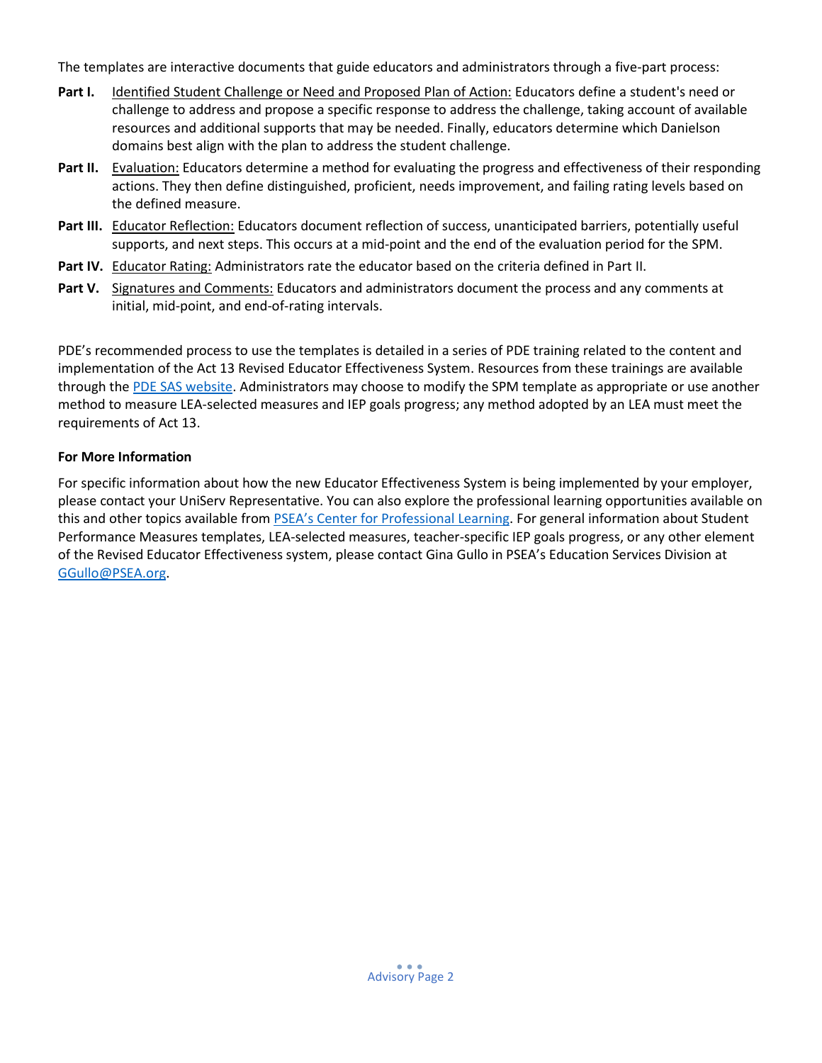The templates are interactive documents that guide educators and administrators through a five-part process:

**Part I.** Identified Student Challenge or Need and Proposed Plan of Action: Educators define a student's need or challenge to address and propose a specific response to address the challenge, taking account of available resources and additional supports that may be needed. Finally, educators determine which Danielson domains best align with the plan to address the student challenge.

**Part II.** Evaluation: Educators determine a method for evaluating the progress and effectiveness of their responding actions. They then define distinguished, proficient, needs improvement, and failing rating levels based on the defined measure.

**Part III.** Educator Reflection: Educators document reflection of success, unanticipated barriers, potentially useful supports, and next steps. This occurs at a mid-point and the end of the evaluation period for the SPM.

**Part IV.** Educator Rating: Administrators rate the educator based on the criteria defined in Part II.

**Part V.** Signatures and Comments: Educators and administrators document the process and any comments at initial, mid-point, and end-of-rating intervals.

PDE's recommended process to use the templates is detailed in a series of PDE training related to the content and implementation of the Act 13 Revised Educator Effectiveness System. Resources from these trainings are available through the PDE SAS website. Administrators may choose to modify the SPM template as appropriate or use another method to measure LEA-selected measures and IEP goals progress; any method adopted by an LEA must meet the requirements of Act 13.

**For More Information**

For specific information about how the new Educator Effectiveness System is being implemented by your employer, please contact your UniServ Representative. You can also explore the professional learning opportunities available on this and other topics available from PSEA's Center for Professional Learning. For general information about Student Performance Measures templates, LEA-selected measures, teacher-specific IEP goals progress, or any other element of the Revised Educator Effectiveness system, please contact Gina Gullo in PSEA's Education Services Division at GGullo@PSEA.org.